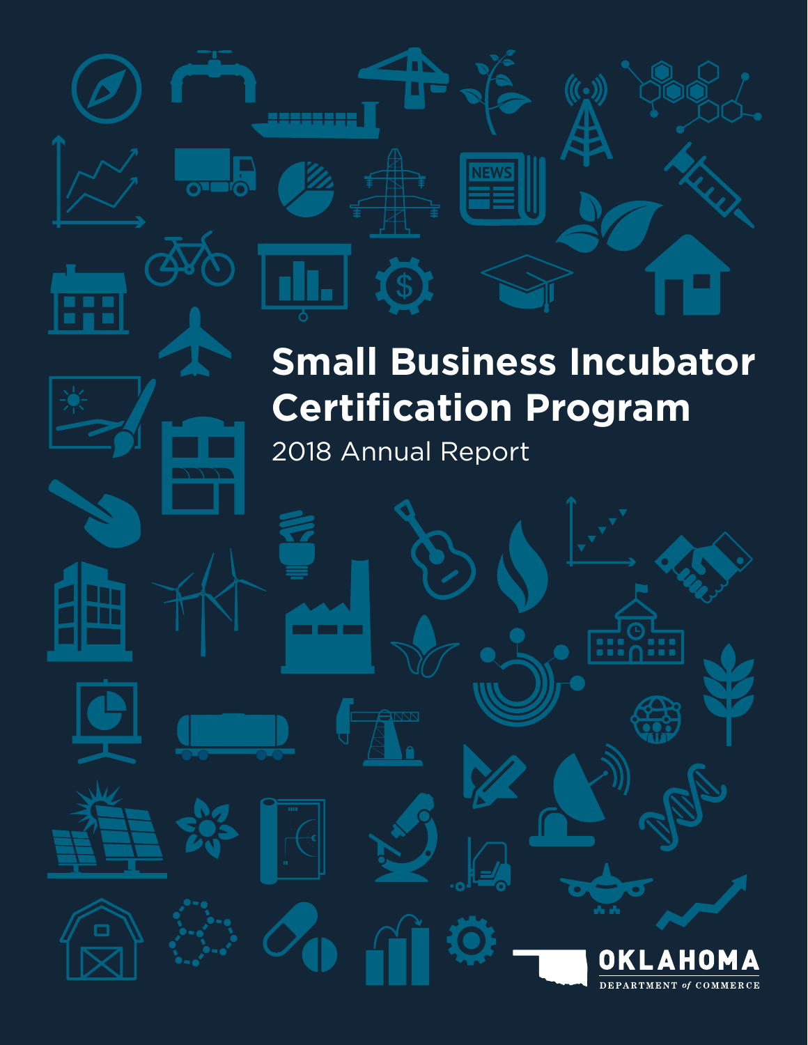# Small Business Incubator Certification Program

2018 Annual Report

OKLAHOMA DEPARTMENT *of* COMMERCE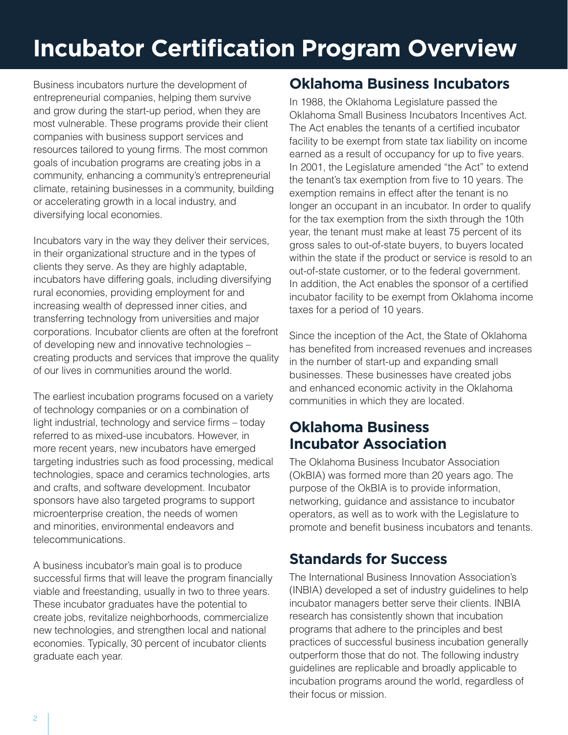# Incubator Certification Program Overview

Business incubators nurture the development of entrepreneurial companies, helping them survive and grow during the start-up period, when they are most vulnerable. These programs provide their client companies with business support services and resources tailored to young firms. The most common goals of incubation programs are creating jobs in a community, enhancing a community's entrepreneurial climate, retaining businesses in a community, building or accelerating growth in a local industry, and diversifying local economies.

Incubators vary in the way they deliver their services, in their organizational structure and in the types of clients they serve. As they are highly adaptable, incubators have differing goals, including diversifying rural economies, providing employment for and increasing wealth of depressed inner cities, and transferring technology from universities and major corporations. Incubator clients are often at the forefront of developing new and innovative technologies – creating products and services that improve the quality of our lives in communities around the world.

The earliest incubation programs focused on a variety of technology companies or on a combination of light industrial, technology and service firms – today referred to as mixed-use incubators. However, in more recent years, new incubators have emerged targeting industries such as food processing, medical technologies, space and ceramics technologies, arts and crafts, and software development. Incubator sponsors have also targeted programs to support microenterprise creation, the needs of women and minorities, environmental endeavors and telecommunications.

A business incubator's main goal is to produce successful firms that will leave the program financially viable and freestanding, usually in two to three years. These incubator graduates have the potential to create jobs, revitalize neighborhoods, commercialize new technologies, and strengthen local and national economies. Typically, 30 percent of incubator clients graduate each year.

## Oklahoma Business Incubators

In 1988, the Oklahoma Legislature passed the Oklahoma Small Business Incubators Incentives Act. The Act enables the tenants of a certified incubator facility to be exempt from state tax liability on income earned as a result of occupancy for up to five years. In 2001, the Legislature amended "the Act" to extend the tenant's tax exemption from five to 10 years. The exemption remains in effect after the tenant is no longer an occupant in an incubator. In order to qualify for the tax exemption from the sixth through the 10th year, the tenant must make at least 75 percent of its gross sales to out-of-state buyers, to buyers located within the state if the product or service is resold to an out-of-state customer, or to the federal government. In addition, the Act enables the sponsor of a certified incubator facility to be exempt from Oklahoma income taxes for a period of 10 years.

Since the inception of the Act, the State of Oklahoma has benefited from increased revenues and increases in the number of start-up and expanding small businesses. These businesses have created jobs and enhanced economic activity in the Oklahoma communities in which they are located.

## Oklahoma Business Incubator Association

The Oklahoma Business Incubator Association (OkBIA) was formed more than 20 years ago. The purpose of the OkBIA is to provide information, networking, guidance and assistance to incubator operators, as well as to work with the Legislature to promote and benefit business incubators and tenants.

## Standards for Success

The International Business Innovation Association's (INBIA) developed a set of industry guidelines to help incubator managers better serve their clients. INBIA research has consistently shown that incubation programs that adhere to the principles and best practices of successful business incubation generally outperform those that do not. The following industry guidelines are replicable and broadly applicable to incubation programs around the world, regardless of their focus or mission.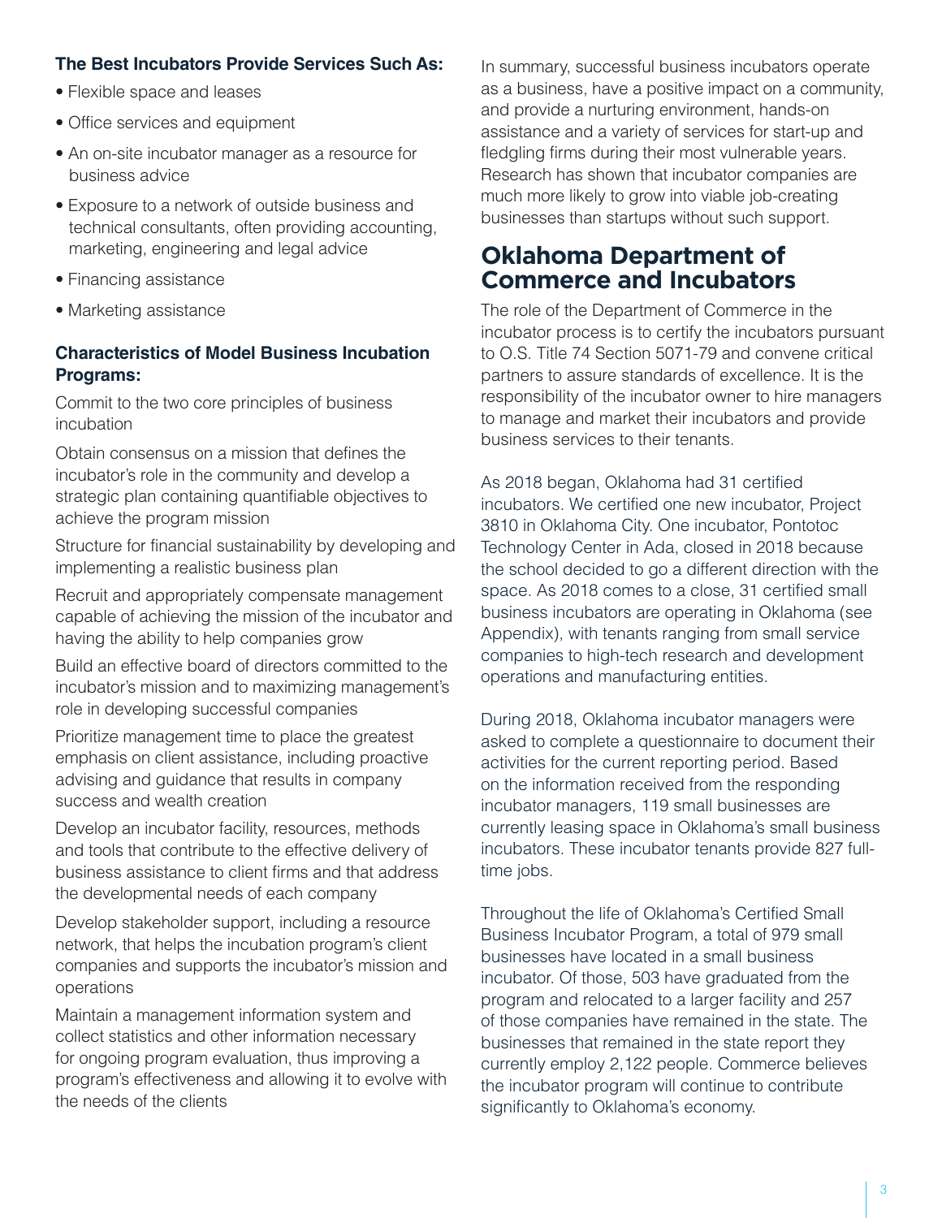**The Best Incubators Provide Services Such As:**

- Flexible space and leases
- Office services and equipment
- An on-site incubator manager as a resource for business advice
- Exposure to a network of outside business and technical consultants, often providing accounting, marketing, engineering and legal advice
- Financing assistance
- Marketing assistance

**Characteristics of Model Business Incubation Programs:**

Commit to the two core principles of business incubation

Obtain consensus on a mission that defines the incubator's role in the community and develop a strategic plan containing quantifiable objectives to achieve the program mission

Structure for financial sustainability by developing and implementing a realistic business plan

Recruit and appropriately compensate management capable of achieving the mission of the incubator and having the ability to help companies grow

Build an effective board of directors committed to the incubator's mission and to maximizing management's role in developing successful companies

Prioritize management time to place the greatest emphasis on client assistance, including proactive advising and guidance that results in company success and wealth creation

Develop an incubator facility, resources, methods and tools that contribute to the effective delivery of business assistance to client firms and that address the developmental needs of each company

Develop stakeholder support, including a resource network, that helps the incubation program's client companies and supports the incubator's mission and operations

Maintain a management information system and collect statistics and other information necessary for ongoing program evaluation, thus improving a program's effectiveness and allowing it to evolve with the needs of the clients

In summary, successful business incubators operate as a business, have a positive impact on a community, and provide a nurturing environment, hands-on assistance and a variety of services for start-up and fledgling firms during their most vulnerable years. Research has shown that incubator companies are much more likely to grow into viable job-creating businesses than startups without such support.

## Oklahoma Department of Commerce and Incubators

The role of the Department of Commerce in the incubator process is to certify the incubators pursuant to O.S. Title 74 Section 5071-79 and convene critical partners to assure standards of excellence. It is the responsibility of the incubator owner to hire managers to manage and market their incubators and provide business services to their tenants.

As 2018 began, Oklahoma had 31 certified incubators. We certified one new incubator, Project 3810 in Oklahoma City. One incubator, Pontotoc Technology Center in Ada, closed in 2018 because the school decided to go a different direction with the space. As 2018 comes to a close, 31 certified small business incubators are operating in Oklahoma (see Appendix), with tenants ranging from small service companies to high-tech research and development operations and manufacturing entities.

During 2018, Oklahoma incubator managers were asked to complete a questionnaire to document their activities for the current reporting period. Based on the information received from the responding incubator managers, 119 small businesses are currently leasing space in Oklahoma's small business incubators. These incubator tenants provide 827 full-time jobs.

Throughout the life of Oklahoma's Certified Small Business Incubator Program, a total of 979 small businesses have located in a small business incubator. Of those, 503 have graduated from the program and relocated to a larger facility and 257 of those companies have remained in the state. The businesses that remained in the state report they currently employ 2,122 people. Commerce believes the incubator program will continue to contribute significantly to Oklahoma's economy.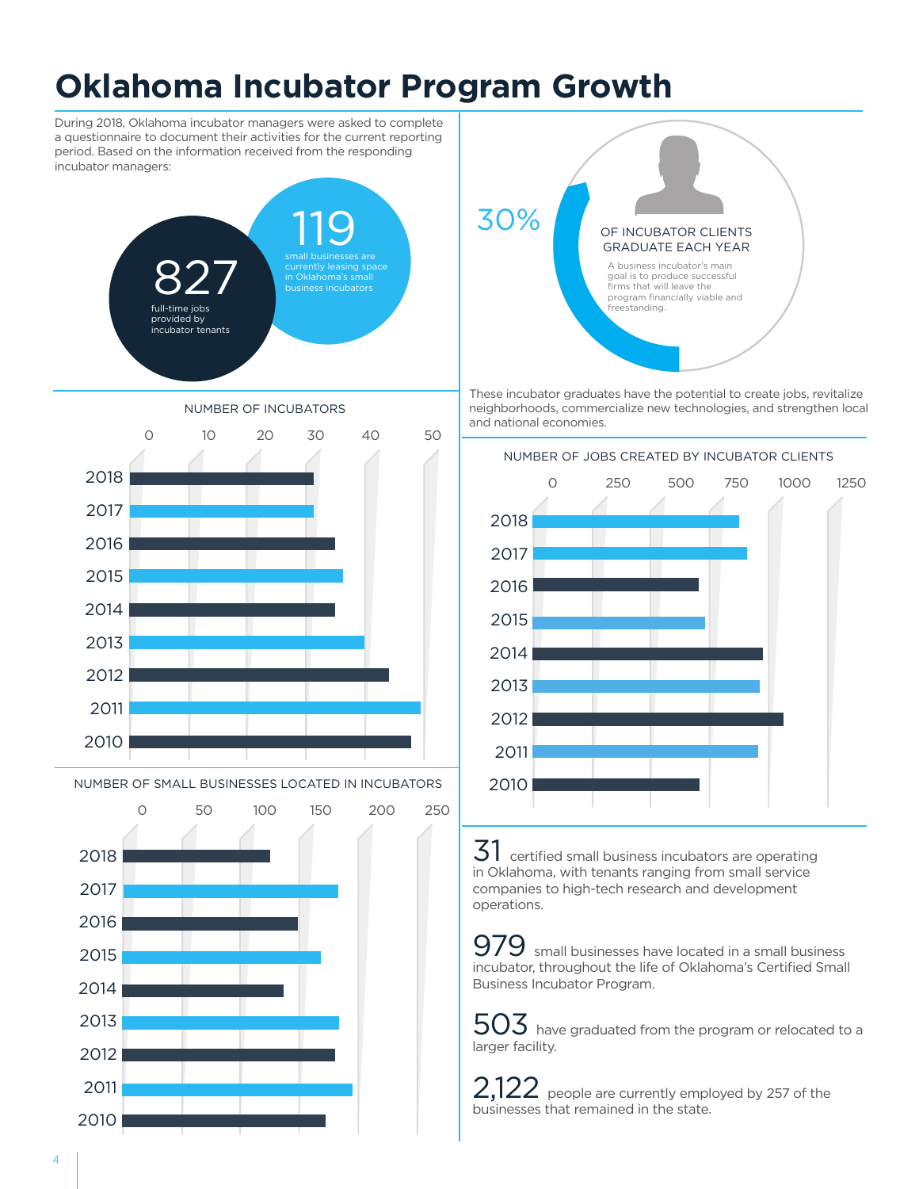# Oklahoma Incubator Program Growth

During 2018, Oklahoma incubator managers were asked to complete a questionnaire to document their activities for the current reporting period. Based on the information received from the responding incubator managers:

**827** full-time jobs provided by incubator tenants

**119** small businesses are currently leasing space in Oklahoma's small business incubators

**30%** OF INCUBATOR CLIENTS GRADUATE EACH YEAR

A business incubator's main goal is to produce successful firms that will leave the program financially viable and freestanding.

These incubator graduates have the potential to create jobs, revitalize neighborhoods, commercialize new technologies, and strengthen local and national economies.

NUMBER OF INCUBATORS

NUMBER OF JOBS CREATED BY INCUBATOR CLIENTS

NUMBER OF SMALL BUSINESSES LOCATED IN INCUBATORS

**31** certified small business incubators are operating in Oklahoma, with tenants ranging from small service companies to high-tech research and development operations.

**979** small businesses have located in a small business incubator, throughout the life of Oklahoma's Certified Small Business Incubator Program.

**503** have graduated from the program or relocated to a larger facility.

**2,122** people are currently employed by 257 of the businesses that remained in the state.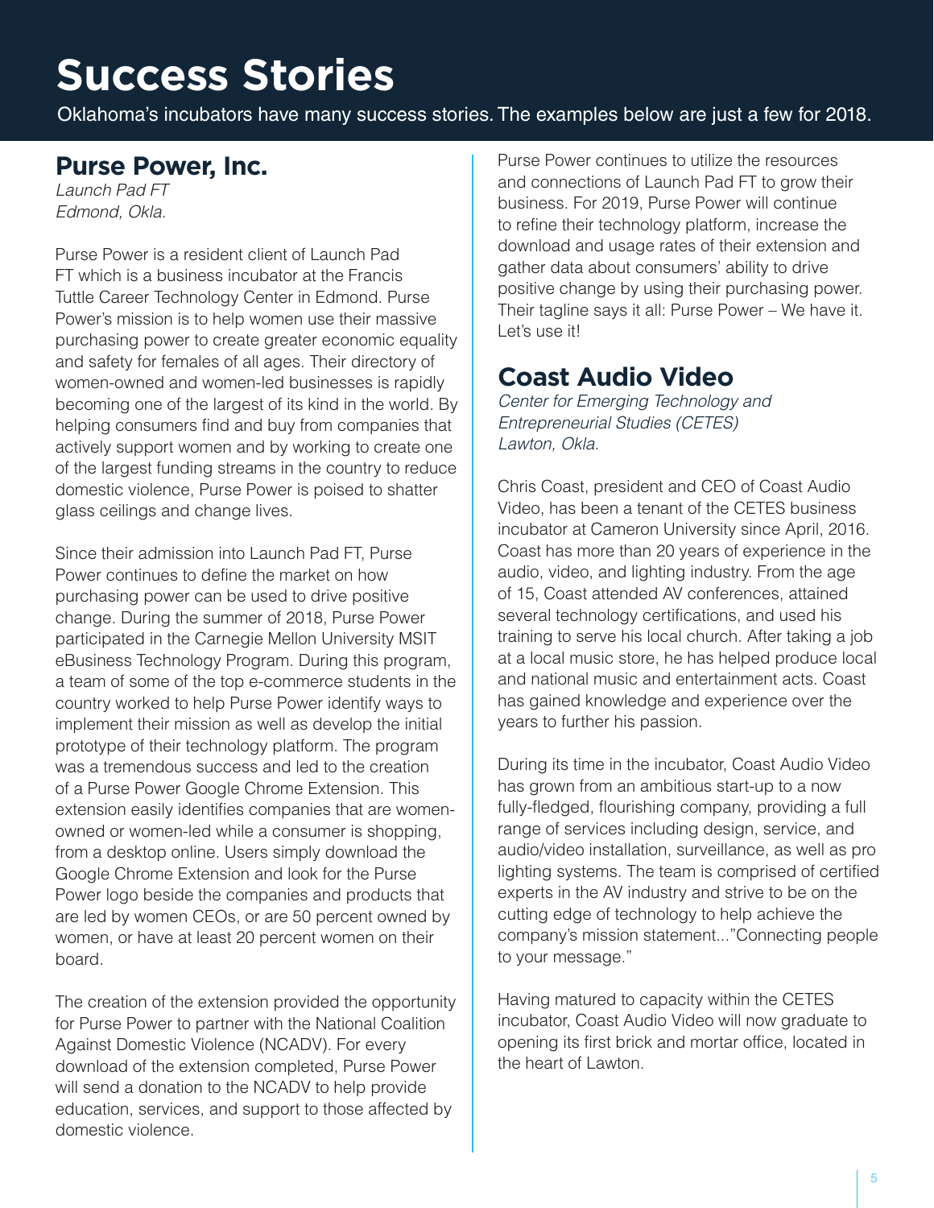# Success Stories

Oklahoma's incubators have many success stories. The examples below are just a few for 2018.

## Purse Power, Inc.

*Launch Pad FT*
*Edmond, Okla.*

Purse Power is a resident client of Launch Pad FT which is a business incubator at the Francis Tuttle Career Technology Center in Edmond. Purse Power's mission is to help women use their massive purchasing power to create greater economic equality and safety for females of all ages. Their directory of women-owned and women-led businesses is rapidly becoming one of the largest of its kind in the world. By helping consumers find and buy from companies that actively support women and by working to create one of the largest funding streams in the country to reduce domestic violence, Purse Power is poised to shatter glass ceilings and change lives.

Since their admission into Launch Pad FT, Purse Power continues to define the market on how purchasing power can be used to drive positive change. During the summer of 2018, Purse Power participated in the Carnegie Mellon University MSIT eBusiness Technology Program. During this program, a team of some of the top e-commerce students in the country worked to help Purse Power identify ways to implement their mission as well as develop the initial prototype of their technology platform. The program was a tremendous success and led to the creation of a Purse Power Google Chrome Extension. This extension easily identifies companies that are women-owned or women-led while a consumer is shopping, from a desktop online. Users simply download the Google Chrome Extension and look for the Purse Power logo beside the companies and products that are led by women CEOs, or are 50 percent owned by women, or have at least 20 percent women on their board.

The creation of the extension provided the opportunity for Purse Power to partner with the National Coalition Against Domestic Violence (NCADV). For every download of the extension completed, Purse Power will send a donation to the NCADV to help provide education, services, and support to those affected by domestic violence.

Purse Power continues to utilize the resources and connections of Launch Pad FT to grow their business. For 2019, Purse Power will continue to refine their technology platform, increase the download and usage rates of their extension and gather data about consumers' ability to drive positive change by using their purchasing power. Their tagline says it all: Purse Power – We have it. Let's use it!

## Coast Audio Video

*Center for Emerging Technology and Entrepreneurial Studies (CETES)*
*Lawton, Okla.*

Chris Coast, president and CEO of Coast Audio Video, has been a tenant of the CETES business incubator at Cameron University since April, 2016. Coast has more than 20 years of experience in the audio, video, and lighting industry. From the age of 15, Coast attended AV conferences, attained several technology certifications, and used his training to serve his local church. After taking a job at a local music store, he has helped produce local and national music and entertainment acts. Coast has gained knowledge and experience over the years to further his passion.

During its time in the incubator, Coast Audio Video has grown from an ambitious start-up to a now fully-fledged, flourishing company, providing a full range of services including design, service, and audio/video installation, surveillance, as well as pro lighting systems. The team is comprised of certified experts in the AV industry and strive to be on the cutting edge of technology to help achieve the company's mission statement..."Connecting people to your message."

Having matured to capacity within the CETES incubator, Coast Audio Video will now graduate to opening its first brick and mortar office, located in the heart of Lawton.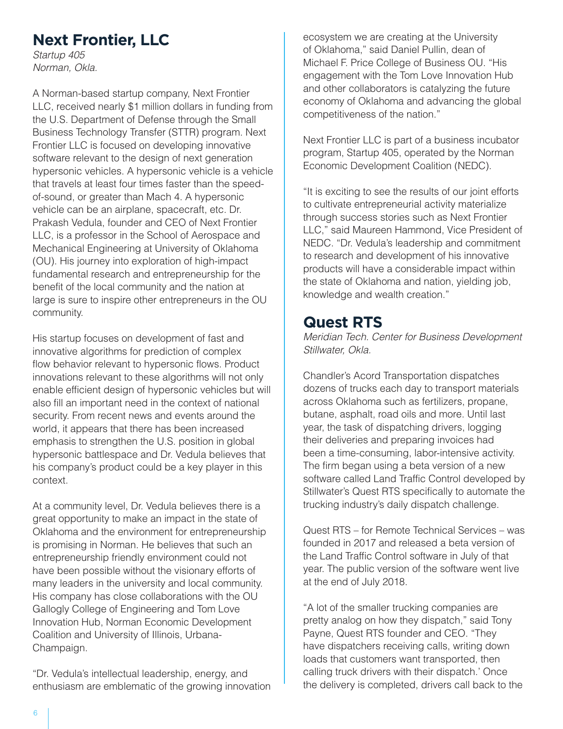## Next Frontier, LLC

*Startup 405*
*Norman, Okla.*

A Norman-based startup company, Next Frontier LLC, received nearly $1 million dollars in funding from the U.S. Department of Defense through the Small Business Technology Transfer (STTR) program. Next Frontier LLC is focused on developing innovative software relevant to the design of next generation hypersonic vehicles. A hypersonic vehicle is a vehicle that travels at least four times faster than the speed-of-sound, or greater than Mach 4. A hypersonic vehicle can be an airplane, spacecraft, etc. Dr. Prakash Vedula, founder and CEO of Next Frontier LLC, is a professor in the School of Aerospace and Mechanical Engineering at University of Oklahoma (OU). His journey into exploration of high-impact fundamental research and entrepreneurship for the benefit of the local community and the nation at large is sure to inspire other entrepreneurs in the OU community.

His startup focuses on development of fast and innovative algorithms for prediction of complex flow behavior relevant to hypersonic flows. Product innovations relevant to these algorithms will not only enable efficient design of hypersonic vehicles but will also fill an important need in the context of national security. From recent news and events around the world, it appears that there has been increased emphasis to strengthen the U.S. position in global hypersonic battlespace and Dr. Vedula believes that his company's product could be a key player in this context.

At a community level, Dr. Vedula believes there is a great opportunity to make an impact in the state of Oklahoma and the environment for entrepreneurship is promising in Norman. He believes that such an entrepreneurship friendly environment could not have been possible without the visionary efforts of many leaders in the university and local community. His company has close collaborations with the OU Gallogly College of Engineering and Tom Love Innovation Hub, Norman Economic Development Coalition and University of Illinois, Urbana-Champaign.

"Dr. Vedula's intellectual leadership, energy, and enthusiasm are emblematic of the growing innovation ecosystem we are creating at the University of Oklahoma," said Daniel Pullin, dean of Michael F. Price College of Business OU. "His engagement with the Tom Love Innovation Hub and other collaborators is catalyzing the future economy of Oklahoma and advancing the global competitiveness of the nation."

Next Frontier LLC is part of a business incubator program, Startup 405, operated by the Norman Economic Development Coalition (NEDC).

"It is exciting to see the results of our joint efforts to cultivate entrepreneurial activity materialize through success stories such as Next Frontier LLC," said Maureen Hammond, Vice President of NEDC. "Dr. Vedula's leadership and commitment to research and development of his innovative products will have a considerable impact within the state of Oklahoma and nation, yielding job, knowledge and wealth creation."

## Quest RTS

*Meridian Tech. Center for Business Development*
*Stillwater, Okla.*

Chandler's Acord Transportation dispatches dozens of trucks each day to transport materials across Oklahoma such as fertilizers, propane, butane, asphalt, road oils and more. Until last year, the task of dispatching drivers, logging their deliveries and preparing invoices had been a time-consuming, labor-intensive activity. The firm began using a beta version of a new software called Land Traffic Control developed by Stillwater's Quest RTS specifically to automate the trucking industry's daily dispatch challenge.

Quest RTS – for Remote Technical Services – was founded in 2017 and released a beta version of the Land Traffic Control software in July of that year. The public version of the software went live at the end of July 2018.

"A lot of the smaller trucking companies are pretty analog on how they dispatch," said Tony Payne, Quest RTS founder and CEO. "They have dispatchers receiving calls, writing down loads that customers want transported, then calling truck drivers with their dispatch.' Once the delivery is completed, drivers call back to the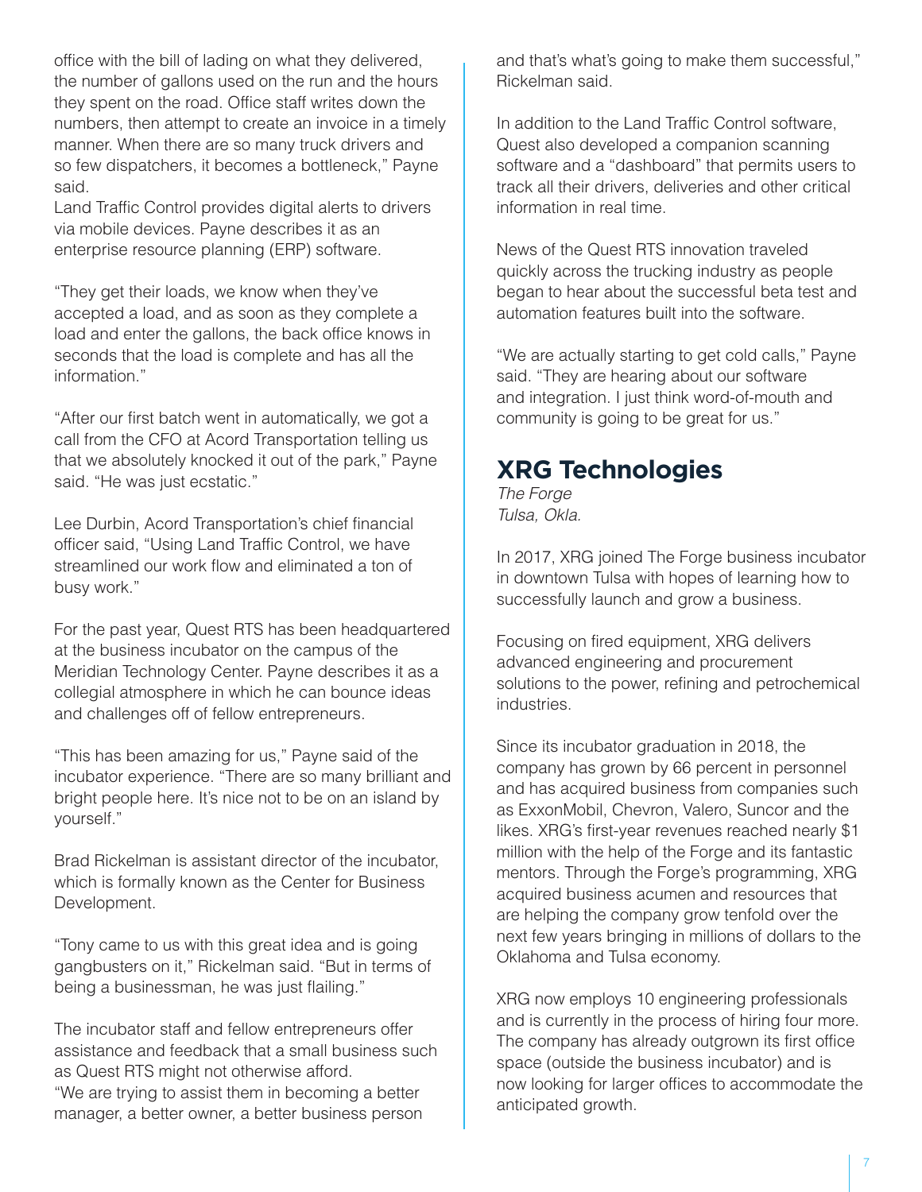office with the bill of lading on what they delivered, the number of gallons used on the run and the hours they spent on the road. Office staff writes down the numbers, then attempt to create an invoice in a timely manner. When there are so many truck drivers and so few dispatchers, it becomes a bottleneck," Payne said.

Land Traffic Control provides digital alerts to drivers via mobile devices. Payne describes it as an enterprise resource planning (ERP) software.

"They get their loads, we know when they've accepted a load, and as soon as they complete a load and enter the gallons, the back office knows in seconds that the load is complete and has all the information."

"After our first batch went in automatically, we got a call from the CFO at Acord Transportation telling us that we absolutely knocked it out of the park," Payne said. "He was just ecstatic."

Lee Durbin, Acord Transportation's chief financial officer said, "Using Land Traffic Control, we have streamlined our work flow and eliminated a ton of busy work."

For the past year, Quest RTS has been headquartered at the business incubator on the campus of the Meridian Technology Center. Payne describes it as a collegial atmosphere in which he can bounce ideas and challenges off of fellow entrepreneurs.

"This has been amazing for us," Payne said of the incubator experience. "There are so many brilliant and bright people here. It's nice not to be on an island by yourself."

Brad Rickelman is assistant director of the incubator, which is formally known as the Center for Business Development.

"Tony came to us with this great idea and is going gangbusters on it," Rickelman said. "But in terms of being a businessman, he was just flailing."

The incubator staff and fellow entrepreneurs offer assistance and feedback that a small business such as Quest RTS might not otherwise afford.

"We are trying to assist them in becoming a better manager, a better owner, a better business person and that's what's going to make them successful," Rickelman said.

In addition to the Land Traffic Control software, Quest also developed a companion scanning software and a "dashboard" that permits users to track all their drivers, deliveries and other critical information in real time.

News of the Quest RTS innovation traveled quickly across the trucking industry as people began to hear about the successful beta test and automation features built into the software.

"We are actually starting to get cold calls," Payne said. "They are hearing about our software and integration. I just think word-of-mouth and community is going to be great for us."

## XRG Technologies

*The Forge*
*Tulsa, Okla.*

In 2017, XRG joined The Forge business incubator in downtown Tulsa with hopes of learning how to successfully launch and grow a business.

Focusing on fired equipment, XRG delivers advanced engineering and procurement solutions to the power, refining and petrochemical industries.

Since its incubator graduation in 2018, the company has grown by 66 percent in personnel and has acquired business from companies such as ExxonMobil, Chevron, Valero, Suncor and the likes. XRG's first-year revenues reached nearly $1 million with the help of the Forge and its fantastic mentors. Through the Forge's programming, XRG acquired business acumen and resources that are helping the company grow tenfold over the next few years bringing in millions of dollars to the Oklahoma and Tulsa economy.

XRG now employs 10 engineering professionals and is currently in the process of hiring four more. The company has already outgrown its first office space (outside the business incubator) and is now looking for larger offices to accommodate the anticipated growth.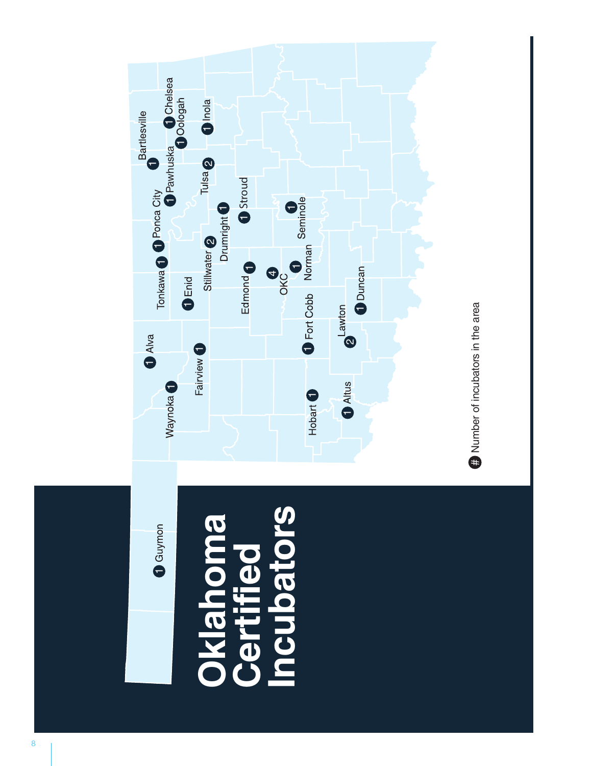# Oklahoma Certified Incubators

| Location | Number of incubators |
|---|---|
| Guymon | 1 |
| Waynoka | 1 |
| Alva | 1 |
| Fairview | 1 |
| Enid | 1 |
| Tonkawa | 1 |
| Ponca City | 1 |
| Bartlesville | 1 |
| Pawhuska | 1 |
| Chelsea | 1 |
| Oologah | 1 |
| Inola | 1 |
| Tulsa | 2 |
| Stillwater | 2 |
| Drumright | 1 |
| Stroud | 1 |
| Edmond | 1 |
| OKC | 4 |
| Norman | 1 |
| Seminole | 1 |
| Fort Cobb | 1 |
| Hobart | 1 |
| Altus | 1 |
| Lawton | 2 |
| Duncan | 1 |

# Number of incubators in the area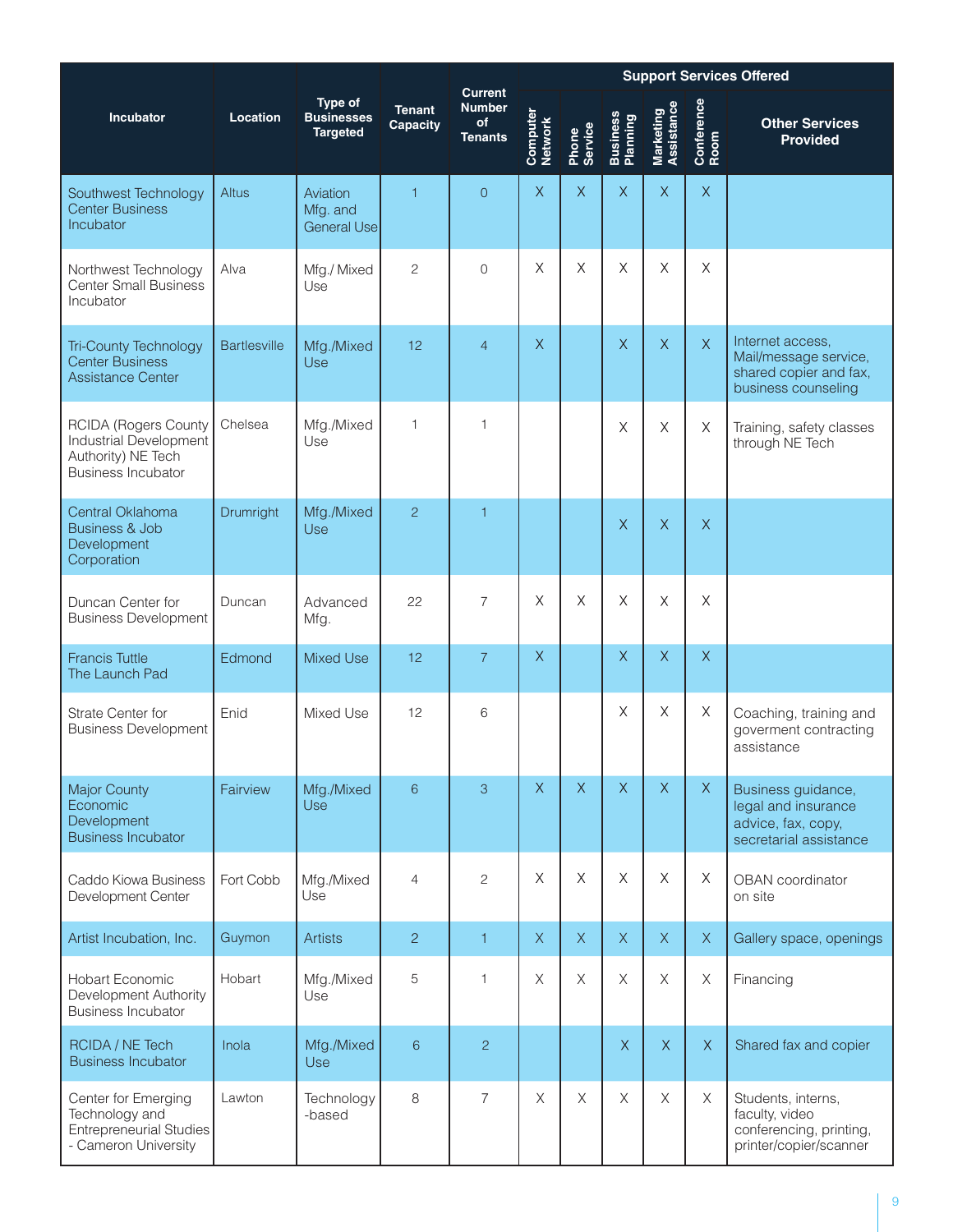| Incubator | Location | Type of Businesses Targeted | Tenant Capacity | Current Number of Tenants | Support Services Offered | | | | | |
|---|---|---|---|---|---|---|---|---|---|---|
| | | | | | Computer Network | Phone Service | Business Planning | Marketing Assistance | Conference Room | Other Services Provided |
| Southwest Technology Center Business Incubator | Altus | Aviation Mfg. and General Use | 1 | 0 | X | X | X | X | X | |
| Northwest Technology Center Small Business Incubator | Alva | Mfg./ Mixed Use | 2 | 0 | X | X | X | X | X | |
| Tri-County Technology Center Business Assistance Center | Bartlesville | Mfg./Mixed Use | 12 | 4 | X | | X | X | X | Internet access, Mail/message service, shared copier and fax, business counseling |
| RCIDA (Rogers County Industrial Development Authority) NE Tech Business Incubator | Chelsea | Mfg./Mixed Use | 1 | 1 | | | X | X | X | Training, safety classes through NE Tech |
| Central Oklahoma Business & Job Development Corporation | Drumright | Mfg./Mixed Use | 2 | 1 | | | X | X | X | |
| Duncan Center for Business Development | Duncan | Advanced Mfg. | 22 | 7 | X | X | X | X | X | |
| Francis Tuttle The Launch Pad | Edmond | Mixed Use | 12 | 7 | X | | X | X | X | |
| Strate Center for Business Development | Enid | Mixed Use | 12 | 6 | | | X | X | X | Coaching, training and goverment contracting assistance |
| Major County Economic Development Business Incubator | Fairview | Mfg./Mixed Use | 6 | 3 | X | X | X | X | X | Business guidance, legal and insurance advice, fax, copy, secretarial assistance |
| Caddo Kiowa Business Development Center | Fort Cobb | Mfg./Mixed Use | 4 | 2 | X | X | X | X | X | OBAN coordinator on site |
| Artist Incubation, Inc. | Guymon | Artists | 2 | 1 | X | X | X | X | X | Gallery space, openings |
| Hobart Economic Development Authority Business Incubator | Hobart | Mfg./Mixed Use | 5 | 1 | X | X | X | X | X | Financing |
| RCIDA / NE Tech Business Incubator | Inola | Mfg./Mixed Use | 6 | 2 | | | X | X | X | Shared fax and copier |
| Center for Emerging Technology and Entrepreneurial Studies - Cameron University | Lawton | Technology -based | 8 | 7 | X | X | X | X | X | Students, interns, faculty, video conferencing, printing, printer/copier/scanner |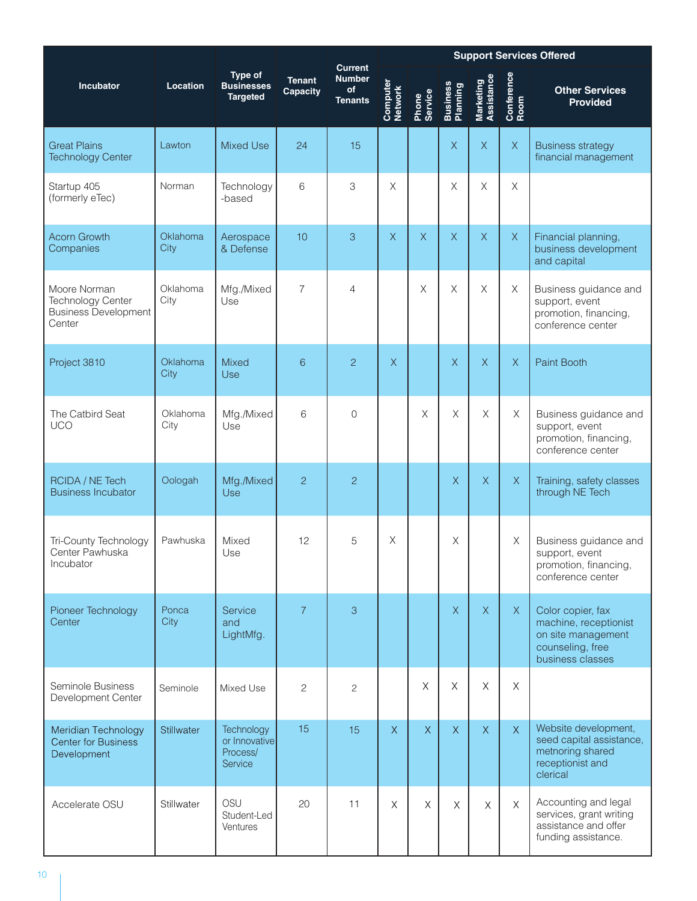| Incubator | Location | Type of Businesses Targeted | Tenant Capacity | Current Number of Tenants | Support Services Offered | | | | | |
|---|---|---|---|---|---|---|---|---|---|---|
| | | | | | Computer Network | Phone Service | Business Planning | Marketing Assistance | Conference Room | Other Services Provided |
| Great Plains Technology Center | Lawton | Mixed Use | 24 | 15 | | | X | X | X | Business strategy financial management |
| Startup 405 (formerly eTec) | Norman | Technology -based | 6 | 3 | X | | X | X | X | |
| Acorn Growth Companies | Oklahoma City | Aerospace & Defense | 10 | 3 | X | X | X | X | X | Financial planning, business development and capital |
| Moore Norman Technology Center Business Development Center | Oklahoma City | Mfg./Mixed Use | 7 | 4 | | X | X | X | X | Business guidance and support, event promotion, financing, conference center |
| Project 3810 | Oklahoma City | Mixed Use | 6 | 2 | X | | X | X | X | Paint Booth |
| The Catbird Seat UCO | Oklahoma City | Mfg./Mixed Use | 6 | 0 | | X | X | X | X | Business guidance and support, event promotion, financing, conference center |
| RCIDA / NE Tech Business Incubator | Oologah | Mfg./Mixed Use | 2 | 2 | | | X | X | X | Training, safety classes through NE Tech |
| Tri-County Technology Center Pawhuska Incubator | Pawhuska | Mixed Use | 12 | 5 | X | | X | | X | Business guidance and support, event promotion, financing, conference center |
| Pioneer Technology Center | Ponca City | Service and LightMfg. | 7 | 3 | | | X | X | X | Color copier, fax machine, receptionist on site management counseling, free business classes |
| Seminole Business Development Center | Seminole | Mixed Use | 2 | 2 | | X | X | X | X | |
| Meridian Technology Center for Business Development | Stillwater | Technology or Innovative Process/ Service | 15 | 15 | X | X | X | X | X | Website development, seed capital assistance, metnoring shared receptionist and clerical |
| Accelerate OSU | Stillwater | OSU Student-Led Ventures | 20 | 11 | X | X | X | X | X | Accounting and legal services, grant writing assistance and offer funding assistance. |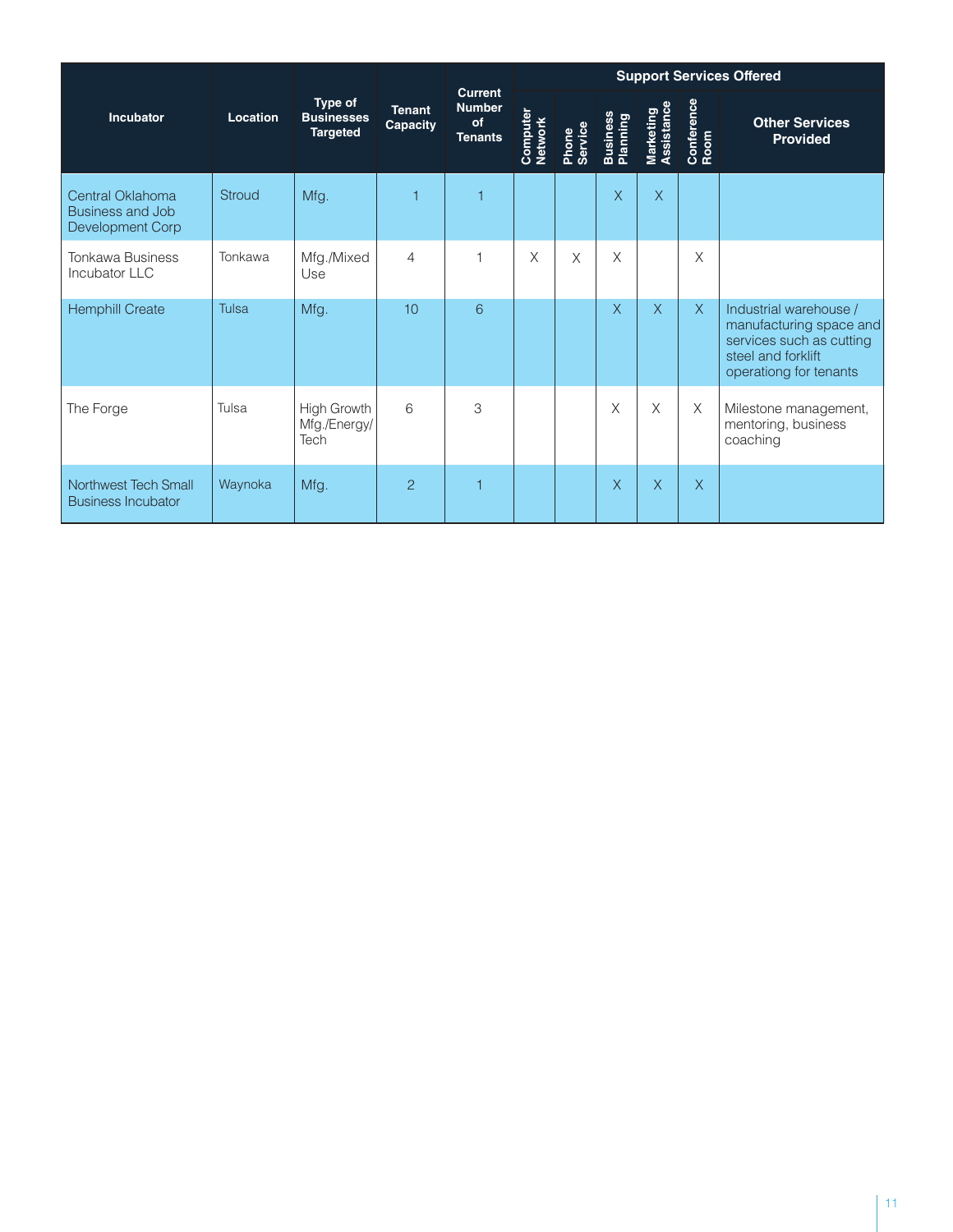| Incubator | Location | Type of Businesses Targeted | Tenant Capacity | Current Number of Tenants | Support Services Offered | | | | | |
|---|---|---|---|---|---|---|---|---|---|---|
| | | | | | Computer Network | Phone Service | Business Planning | Marketing Assistance | Conference Room | Other Services Provided |
| Central Oklahoma Business and Job Development Corp | Stroud | Mfg. | 1 | 1 | | | X | X | | |
| Tonkawa Business Incubator LLC | Tonkawa | Mfg./Mixed Use | 4 | 1 | X | X | X | | X | |
| Hemphill Create | Tulsa | Mfg. | 10 | 6 | | | X | X | X | Industrial warehouse / manufacturing space and services such as cutting steel and forklift operationg for tenants |
| The Forge | Tulsa | High Growth Mfg./Energy/ Tech | 6 | 3 | | | X | X | X | Milestone management, mentoring, business coaching |
| Northwest Tech Small Business Incubator | Waynoka | Mfg. | 2 | 1 | | | X | X | X | |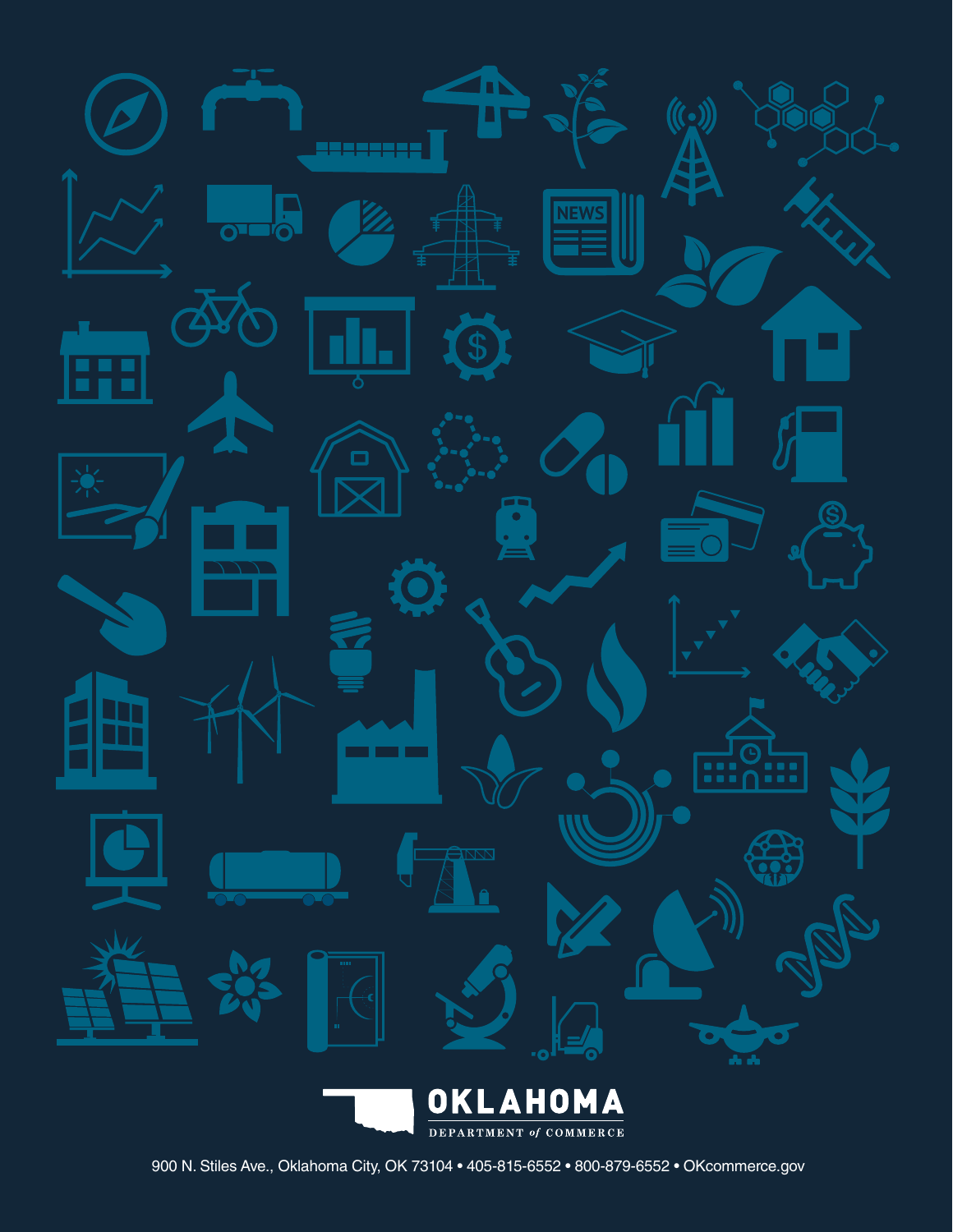OKLAHOMA

DEPARTMENT *of* COMMERCE

900 N. Stiles Ave., Oklahoma City, OK 73104 • 405-815-6552 • 800-879-6552 • OKcommerce.gov